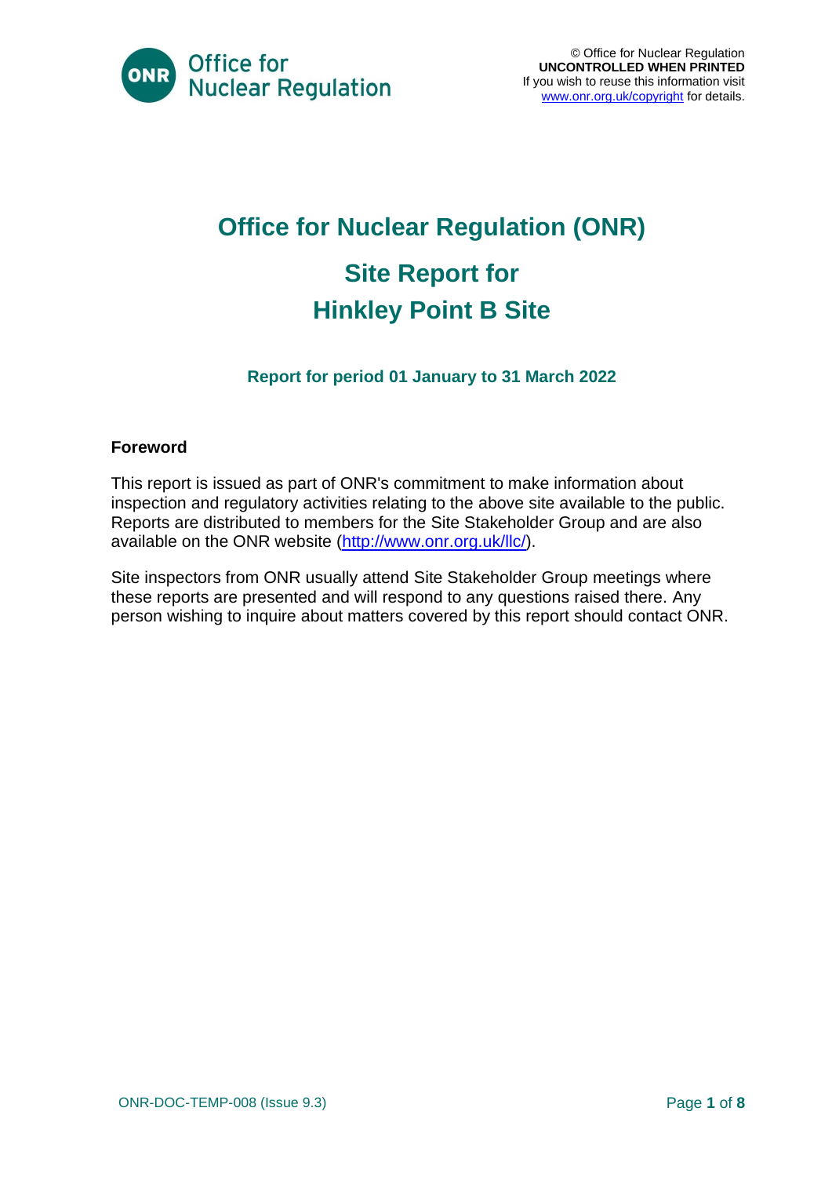© Office for Nuclear Regulation
**UNCONTROLLED WHEN PRINTED**
If you wish to reuse this information visit [www.onr.org.uk/copyright](www.onr.org.uk/copyright) for details.

# Office for Nuclear Regulation (ONR)

# Site Report for Hinkley Point B Site

### Report for period 01 January to 31 March 2022

**Foreword**

This report is issued as part of ONR's commitment to make information about inspection and regulatory activities relating to the above site available to the public. Reports are distributed to members for the Site Stakeholder Group and are also available on the ONR website ([http://www.onr.org.uk/llc/](http://www.onr.org.uk/llc/)).

Site inspectors from ONR usually attend Site Stakeholder Group meetings where these reports are presented and will respond to any questions raised there. Any person wishing to inquire about matters covered by this report should contact ONR.

ONR-DOC-TEMP-008 (Issue 9.3)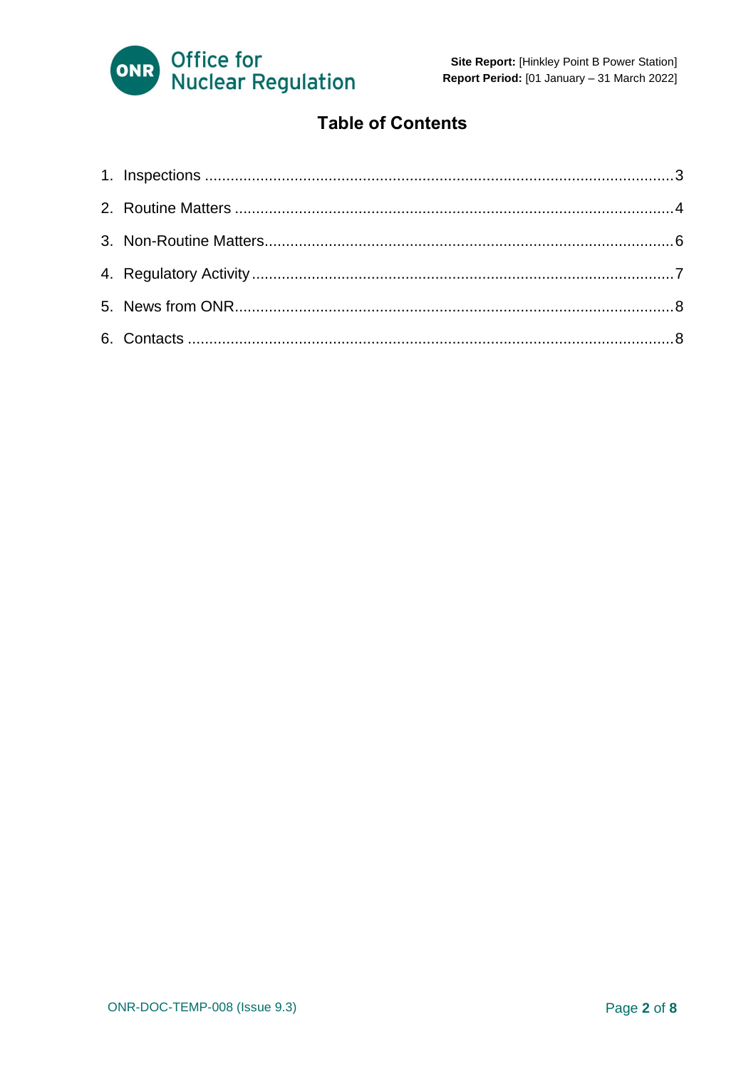# Table of Contents

1. Inspections ... 3
2. Routine Matters ... 4
3. Non-Routine Matters ... 6
4. Regulatory Activity ... 7
5. News from ONR ... 8
6. Contacts ... 8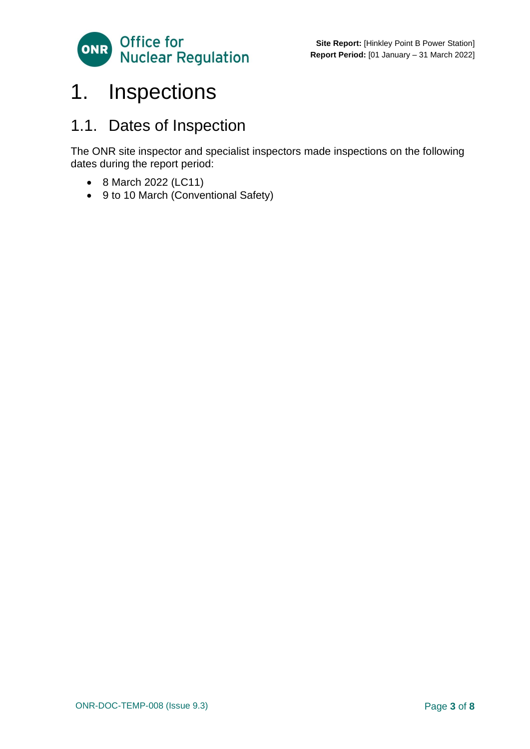# 1. Inspections

## 1.1. Dates of Inspection

The ONR site inspector and specialist inspectors made inspections on the following dates during the report period:

- 8 March 2022 (LC11)
- 9 to 10 March (Conventional Safety)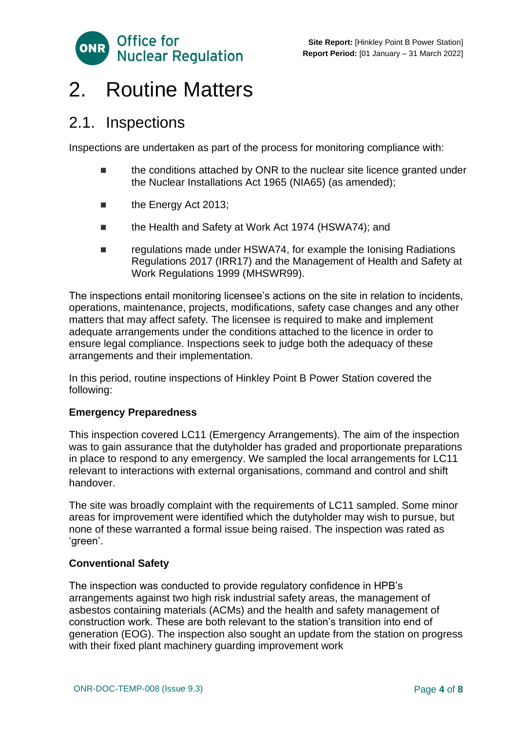# 2. Routine Matters

## 2.1. Inspections

Inspections are undertaken as part of the process for monitoring compliance with:

- the conditions attached by ONR to the nuclear site licence granted under the Nuclear Installations Act 1965 (NIA65) (as amended);
- the Energy Act 2013;
- the Health and Safety at Work Act 1974 (HSWA74); and
- regulations made under HSWA74, for example the Ionising Radiations Regulations 2017 (IRR17) and the Management of Health and Safety at Work Regulations 1999 (MHSWR99).

The inspections entail monitoring licensee's actions on the site in relation to incidents, operations, maintenance, projects, modifications, safety case changes and any other matters that may affect safety. The licensee is required to make and implement adequate arrangements under the conditions attached to the licence in order to ensure legal compliance. Inspections seek to judge both the adequacy of these arrangements and their implementation.

In this period, routine inspections of Hinkley Point B Power Station covered the following:

**Emergency Preparedness**

This inspection covered LC11 (Emergency Arrangements). The aim of the inspection was to gain assurance that the dutyholder has graded and proportionate preparations in place to respond to any emergency. We sampled the local arrangements for LC11 relevant to interactions with external organisations, command and control and shift handover.

The site was broadly complaint with the requirements of LC11 sampled. Some minor areas for improvement were identified which the dutyholder may wish to pursue, but none of these warranted a formal issue being raised. The inspection was rated as 'green'.

**Conventional Safety**

The inspection was conducted to provide regulatory confidence in HPB's arrangements against two high risk industrial safety areas, the management of asbestos containing materials (ACMs) and the health and safety management of construction work. These are both relevant to the station's transition into end of generation (EOG). The inspection also sought an update from the station on progress with their fixed plant machinery guarding improvement work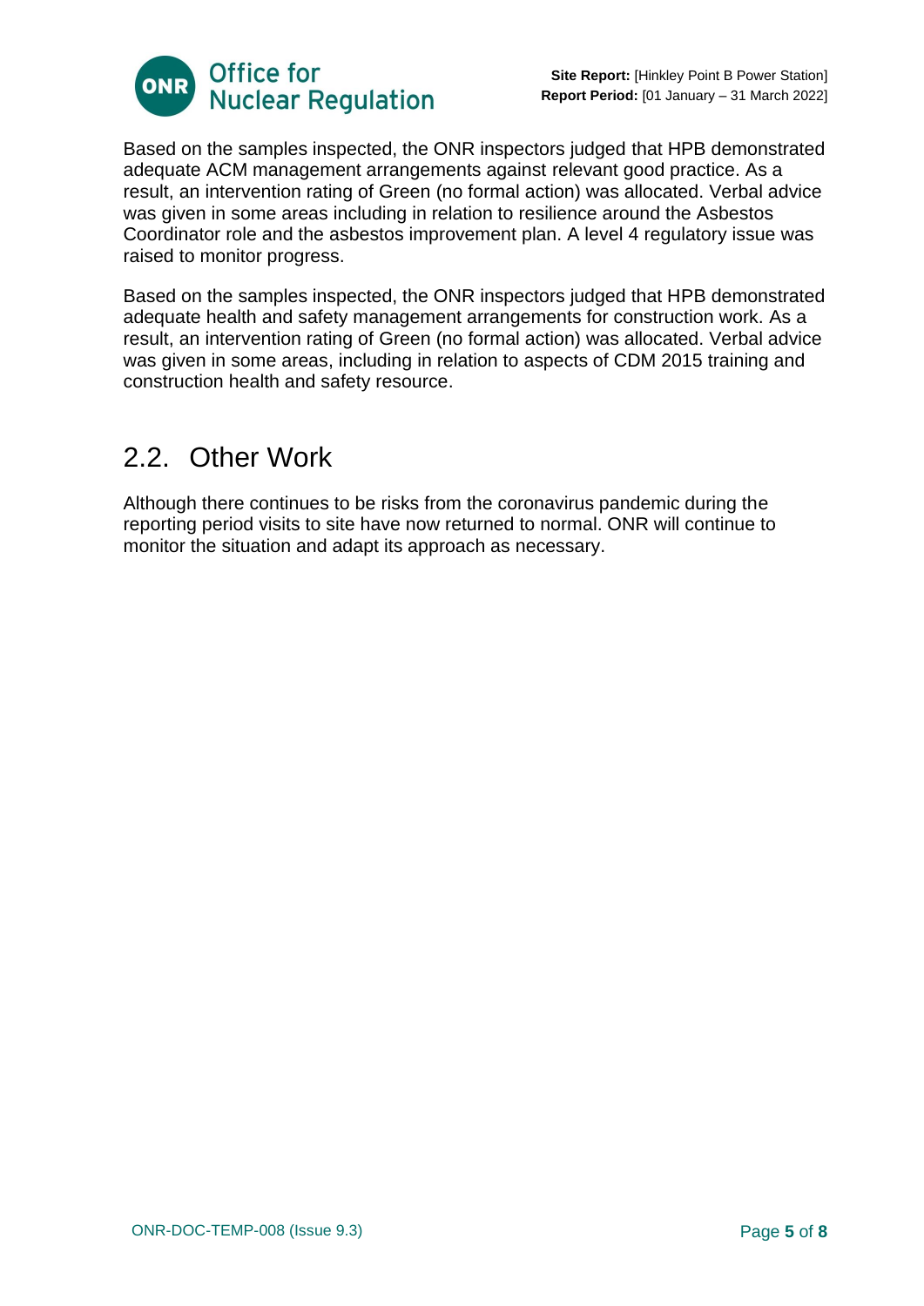Based on the samples inspected, the ONR inspectors judged that HPB demonstrated adequate ACM management arrangements against relevant good practice. As a result, an intervention rating of Green (no formal action) was allocated. Verbal advice was given in some areas including in relation to resilience around the Asbestos Coordinator role and the asbestos improvement plan. A level 4 regulatory issue was raised to monitor progress.

Based on the samples inspected, the ONR inspectors judged that HPB demonstrated adequate health and safety management arrangements for construction work. As a result, an intervention rating of Green (no formal action) was allocated. Verbal advice was given in some areas, including in relation to aspects of CDM 2015 training and construction health and safety resource.

## 2.2. Other Work

Although there continues to be risks from the coronavirus pandemic during the reporting period visits to site have now returned to normal. ONR will continue to monitor the situation and adapt its approach as necessary.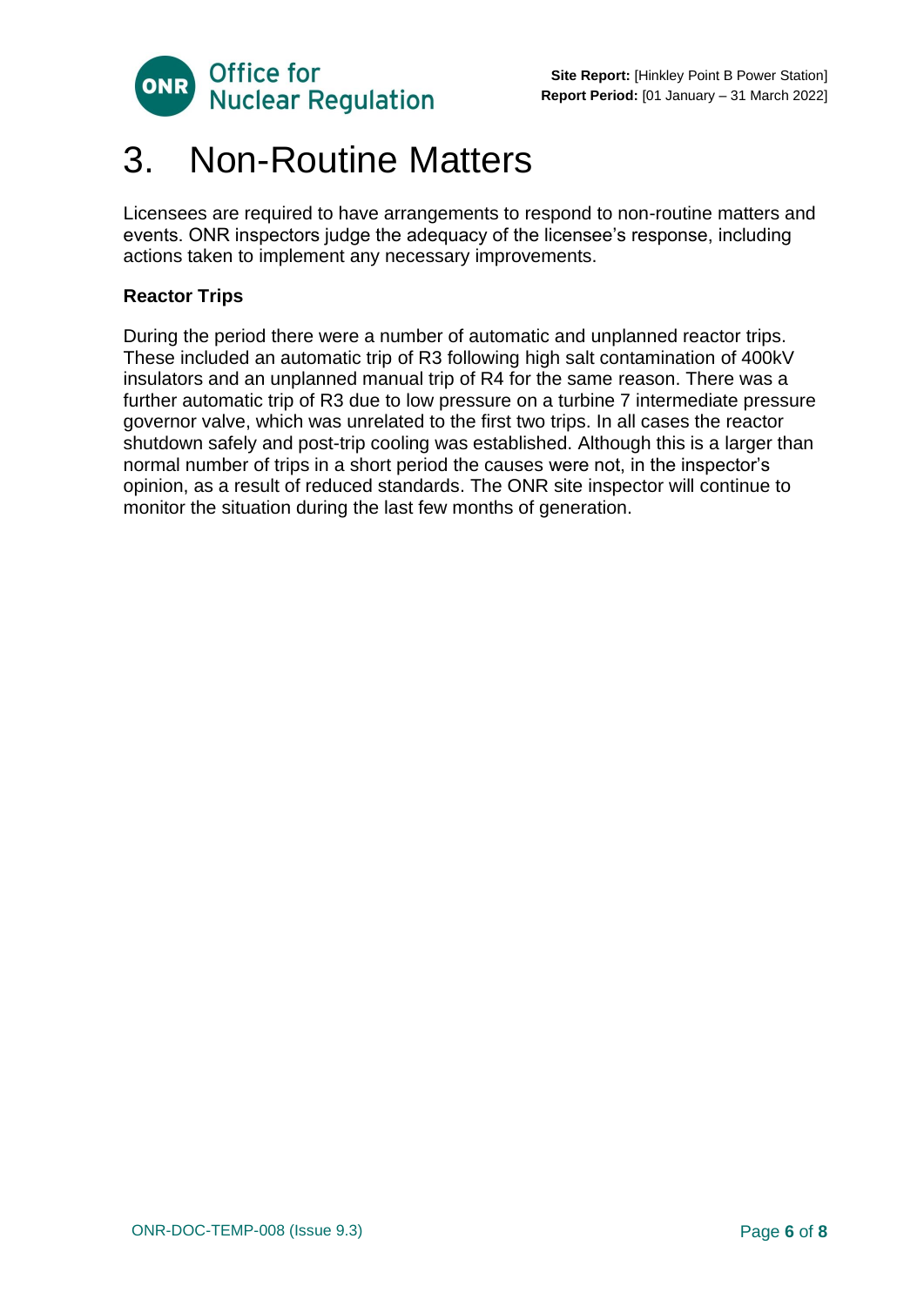# 3. Non-Routine Matters

Licensees are required to have arrangements to respond to non-routine matters and events. ONR inspectors judge the adequacy of the licensee's response, including actions taken to implement any necessary improvements.

**Reactor Trips**

During the period there were a number of automatic and unplanned reactor trips. These included an automatic trip of R3 following high salt contamination of 400kV insulators and an unplanned manual trip of R4 for the same reason. There was a further automatic trip of R3 due to low pressure on a turbine 7 intermediate pressure governor valve, which was unrelated to the first two trips. In all cases the reactor shutdown safely and post-trip cooling was established. Although this is a larger than normal number of trips in a short period the causes were not, in the inspector's opinion, as a result of reduced standards. The ONR site inspector will continue to monitor the situation during the last few months of generation.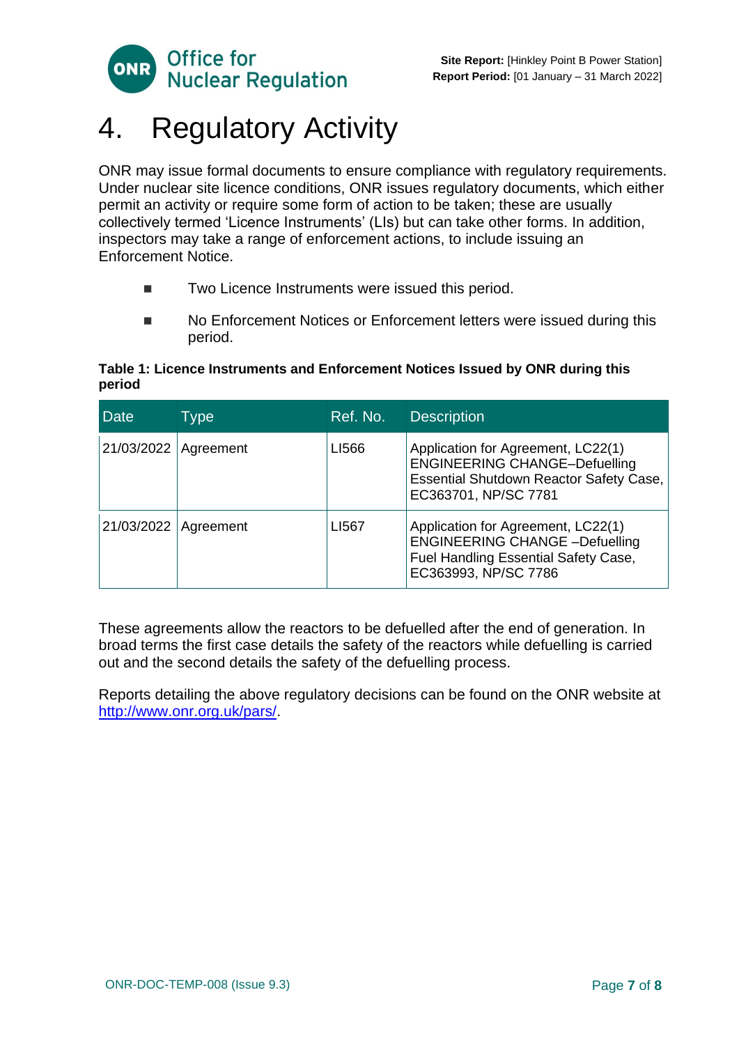# 4. Regulatory Activity

ONR may issue formal documents to ensure compliance with regulatory requirements. Under nuclear site licence conditions, ONR issues regulatory documents, which either permit an activity or require some form of action to be taken; these are usually collectively termed 'Licence Instruments' (LIs) but can take other forms. In addition, inspectors may take a range of enforcement actions, to include issuing an Enforcement Notice.

- Two Licence Instruments were issued this period.
- No Enforcement Notices or Enforcement letters were issued during this period.

**Table 1: Licence Instruments and Enforcement Notices Issued by ONR during this period**

| Date | Type | Ref. No. | Description |
|---|---|---|---|
| 21/03/2022 | Agreement | LI566 | Application for Agreement, LC22(1) ENGINEERING CHANGE–Defuelling Essential Shutdown Reactor Safety Case, EC363701, NP/SC 7781 |
| 21/03/2022 | Agreement | LI567 | Application for Agreement, LC22(1) ENGINEERING CHANGE –Defuelling Fuel Handling Essential Safety Case, EC363993, NP/SC 7786 |

These agreements allow the reactors to be defuelled after the end of generation. In broad terms the first case details the safety of the reactors while defuelling is carried out and the second details the safety of the defuelling process.

Reports detailing the above regulatory decisions can be found on the ONR website at http://www.onr.org.uk/pars/.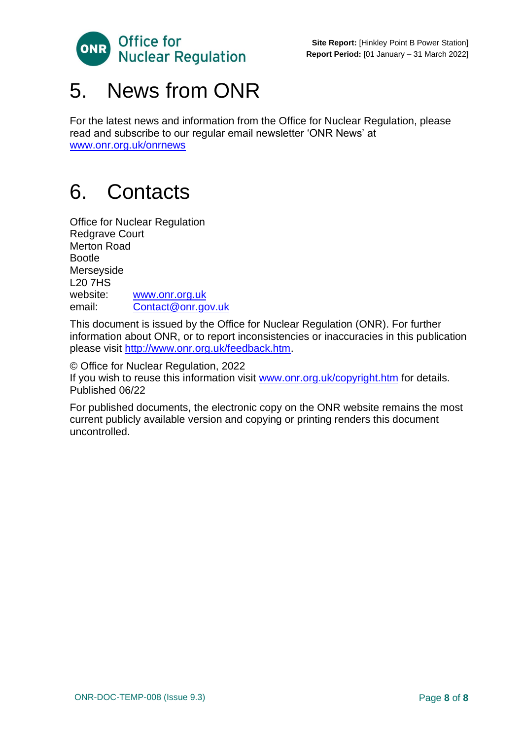# 5. News from ONR

For the latest news and information from the Office for Nuclear Regulation, please read and subscribe to our regular email newsletter 'ONR News' at www.onr.org.uk/onrnews

# 6. Contacts

Office for Nuclear Regulation
Redgrave Court
Merton Road
Bootle
Merseyside
L20 7HS
website: www.onr.org.uk
email: Contact@onr.gov.uk

This document is issued by the Office for Nuclear Regulation (ONR). For further information about ONR, or to report inconsistencies or inaccuracies in this publication please visit http://www.onr.org.uk/feedback.htm.

© Office for Nuclear Regulation, 2022
If you wish to reuse this information visit www.onr.org.uk/copyright.htm for details.
Published 06/22

For published documents, the electronic copy on the ONR website remains the most current publicly available version and copying or printing renders this document uncontrolled.